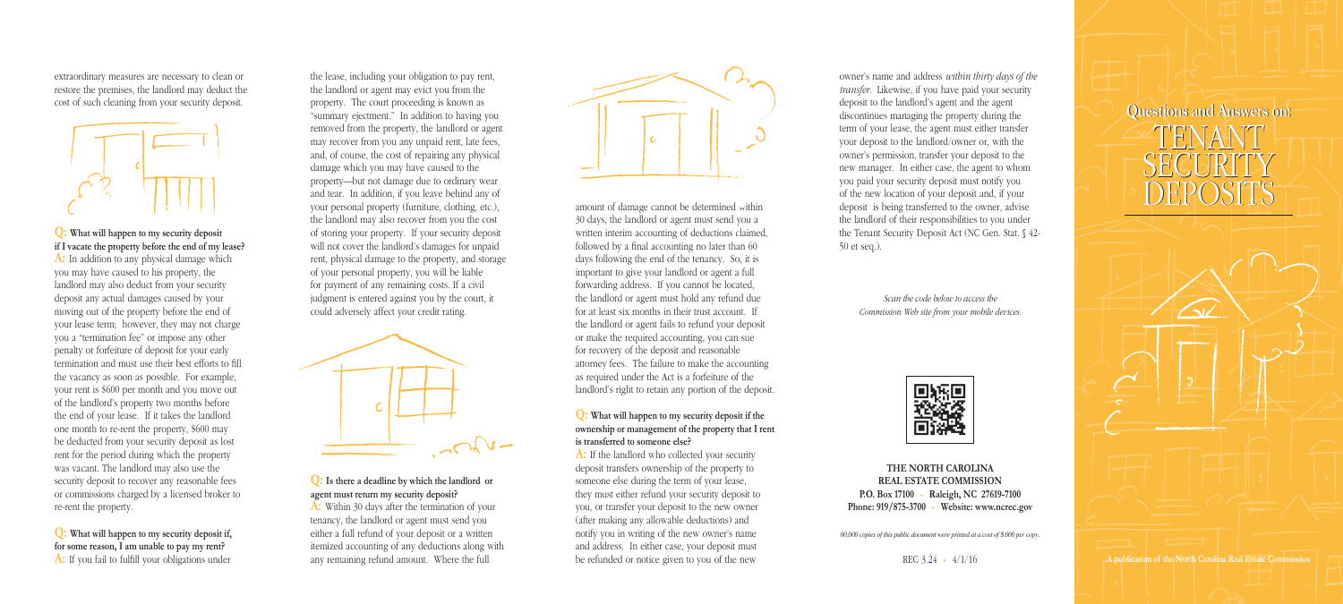extraordinary measures are necessary to clean or restore the premises, the landlord may deduct the cost of such cleaning from your security deposit.

**Q: What will happen to my security deposit if I vacate the property before the end of my lease?**
**A:** In addition to any physical damage which you may have caused to his property, the landlord may also deduct from your security deposit any actual damages caused by your moving out of the property before the end of your lease term; however, they may not charge you a "termination fee" or impose any other penalty or forfeiture of deposit for your early termination and must use their best efforts to fill the vacancy as soon as possible. For example, your rent is $600 per month and you move out of the landlord's property two months before the end of your lease. If it takes the landlord one month to re-rent the property, $600 may be deducted from your security deposit as lost rent for the period during which the property was vacant. The landlord may also use the security deposit to recover any reasonable fees or commissions charged by a licensed broker to re-rent the property.

**Q: What will happen to my security deposit if, for some reason, I am unable to pay my rent?**
**A:** If you fail to fulfill your obligations under the lease, including your obligation to pay rent, the landlord or agent may evict you from the property. The court proceeding is known as "summary ejectment." In addition to having you removed from the property, the landlord or agent may recover from you any unpaid rent, late fees, and, of course, the cost of repairing any physical damage which you may have caused to the property—but not damage due to ordinary wear and tear. In addition, if you leave behind any of your personal property (furniture, clothing, etc.), the landlord may also recover from you the cost of storing your property. If your security deposit will not cover the landlord's damages for unpaid rent, physical damage to the property, and storage of your personal property, you will be liable for payment of any remaining costs. If a civil judgment is entered against you by the court, it could adversely affect your credit rating.

**Q: Is there a deadline by which the landlord or agent must return my security deposit?**
**A:** Within 30 days after the termination of your tenancy, the landlord or agent must send you either a full refund of your deposit or a written itemized accounting of any deductions along with any remaining refund amount. Where the full amount of damage cannot be determined within 30 days, the landlord or agent must send you a written interim accounting of deductions claimed, followed by a final accounting no later than 60 days following the end of the tenancy. So, it is important to give your landlord or agent a full forwarding address. If you cannot be located, the landlord or agent must hold any refund due for at least six months in their trust account. If the landlord or agent fails to refund your deposit or make the required accounting, you can sue for recovery of the deposit and reasonable attorney fees. The failure to make the accounting as required under the Act is a forfeiture of the landlord's right to retain any portion of the deposit.

**Q: What will happen to my security deposit if the ownership or management of the property that I rent is transferred to someone else?**
**A:** If the landlord who collected your security deposit transfers ownership of the property to someone else during the term of your lease, they must either refund your security deposit to you, or transfer your deposit to the new owner (after making any allowable deductions) and notify you in writing of the new owner's name and address. In either case, your deposit must be refunded or notice given to you of the new owner's name and address *within thirty days of the transfer*. Likewise, if you have paid your security deposit to the landlord's agent and the agent discontinues managing the property during the term of your lease, the agent must either transfer your deposit to the landlord/owner or, with the owner's permission, transfer your deposit to the new manager. In either case, the agent to whom you paid your security deposit must notify you of the new location of your deposit and, if your deposit is being transferred to the owner, advise the landlord of their responsibilities to you under the Tenant Security Deposit Act (NC Gen. Stat. § 42-50 et seq.).

*Scan the code below to access the Commission Web site from your mobile devices.*

**THE NORTH CAROLINA REAL ESTATE COMMISSION**
**P.O. Box 17100 • Raleigh, NC 27619-7100**
**Phone: 919/875-3700 • Website: www.ncrec.gov**

*00,000 copies of this public document were printed at a cost of $.000 per copy.*

REC 3.24 • 4/1/16

# Questions and Answers on: TENANT SECURITY DEPOSITS

A publication of the North Carolina Real Estate Commission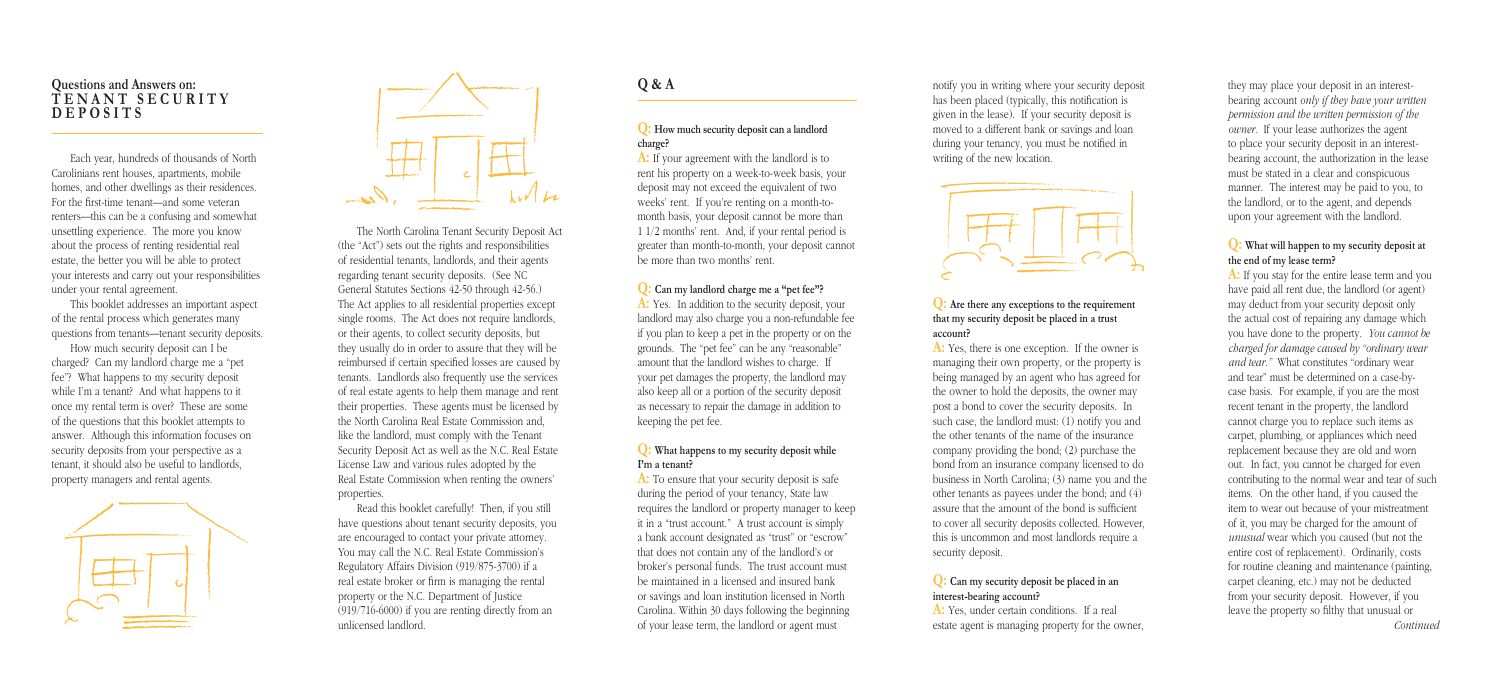## Questions and Answers on: TENANT SECURITY DEPOSITS

Each year, hundreds of thousands of North Carolinians rent houses, apartments, mobile homes, and other dwellings as their residences. For the first-time tenant—and some veteran renters—this can be a confusing and somewhat unsettling experience. The more you know about the process of renting residential real estate, the better you will be able to protect your interests and carry out your responsibilities under your rental agreement.

This booklet addresses an important aspect of the rental process which generates many questions from tenants—tenant security deposits.

How much security deposit can I be charged? Can my landlord charge me a "pet fee"? What happens to my security deposit while I'm a tenant? And what happens to it once my rental term is over? These are some of the questions that this booklet attempts to answer. Although this information focuses on security deposits from your perspective as a tenant, it should also be useful to landlords, property managers and rental agents.

The North Carolina Tenant Security Deposit Act (the "Act") sets out the rights and responsibilities of residential tenants, landlords, and their agents regarding tenant security deposits. (See NC General Statutes Sections 42-50 through 42-56.) The Act applies to all residential properties except single rooms. The Act does not require landlords, or their agents, to collect security deposits, but they usually do in order to assure that they will be reimbursed if certain specified losses are caused by tenants. Landlords also frequently use the services of real estate agents to help them manage and rent their properties. These agents must be licensed by the North Carolina Real Estate Commission and, like the landlord, must comply with the Tenant Security Deposit Act as well as the N.C. Real Estate License Law and various rules adopted by the Real Estate Commission when renting the owners' properties.

Read this booklet carefully! Then, if you still have questions about tenant security deposits, you are encouraged to contact your private attorney. You may call the N.C. Real Estate Commission's Regulatory Affairs Division (919/875-3700) if a real estate broker or firm is managing the rental property or the N.C. Department of Justice (919/716-6000) if you are renting directly from an unlicensed landlord.

## Q & A

**Q: How much security deposit can a landlord charge?**

**A:** If your agreement with the landlord is to rent his property on a week-to-week basis, your deposit may not exceed the equivalent of two weeks' rent. If you're renting on a month-to-month basis, your deposit cannot be more than 1 1/2 months' rent. And, if your rental period is greater than month-to-month, your deposit cannot be more than two months' rent.

**Q: Can my landlord charge me a "pet fee"?**

**A:** Yes. In addition to the security deposit, your landlord may also charge you a non-refundable fee if you plan to keep a pet in the property or on the grounds. The "pet fee" can be any "reasonable" amount that the landlord wishes to charge. If your pet damages the property, the landlord may also keep all or a portion of the security deposit as necessary to repair the damage in addition to keeping the pet fee.

**Q: What happens to my security deposit while I'm a tenant?**

**A:** To ensure that your security deposit is safe during the period of your tenancy, State law requires the landlord or property manager to keep it in a "trust account." A trust account is simply a bank account designated as "trust" or "escrow" that does not contain any of the landlord's or broker's personal funds. The trust account must be maintained in a licensed and insured bank or savings and loan institution licensed in North Carolina. Within 30 days following the beginning of your lease term, the landlord or agent must notify you in writing where your security deposit has been placed (typically, this notification is given in the lease). If your security deposit is moved to a different bank or savings and loan during your tenancy, you must be notified in writing of the new location.

**Q: Are there any exceptions to the requirement that my security deposit be placed in a trust account?**

**A:** Yes, there is one exception. If the owner is managing their own property, or the property is being managed by an agent who has agreed for the owner to hold the deposits, the owner may post a bond to cover the security deposits. In such case, the landlord must: (1) notify you and the other tenants of the name of the insurance company providing the bond; (2) purchase the bond from an insurance company licensed to do business in North Carolina; (3) name you and the other tenants as payees under the bond; and (4) assure that the amount of the bond is sufficient to cover all security deposits collected. However, this is uncommon and most landlords require a security deposit.

**Q: Can my security deposit be placed in an interest-bearing account?**

**A:** Yes, under certain conditions. If a real estate agent is managing property for the owner, they may place your deposit in an interest-bearing account *only if they have your written permission and the written permission of the owner*. If your lease authorizes the agent to place your security deposit in an interest-bearing account, the authorization in the lease must be stated in a clear and conspicuous manner. The interest may be paid to you, to the landlord, or to the agent, and depends upon your agreement with the landlord.

**Q: What will happen to my security deposit at the end of my lease term?**

**A:** If you stay for the entire lease term and you have paid all rent due, the landlord (or agent) may deduct from your security deposit only the actual cost of repairing any damage which you have done to the property. *You cannot be charged for damage caused by "ordinary wear and tear."* What constitutes "ordinary wear and tear" must be determined on a case-by-case basis. For example, if you are the most recent tenant in the property, the landlord cannot charge you to replace such items as carpet, plumbing, or appliances which need replacement because they are old and worn out. In fact, you cannot be charged for even contributing to the normal wear and tear of such items. On the other hand, if you caused the item to wear out because of your mistreatment of it, you may be charged for the amount of *unusual* wear which you caused (but not the entire cost of replacement). Ordinarily, costs for routine cleaning and maintenance (painting, carpet cleaning, etc.) may not be deducted from your security deposit. However, if you leave the property so filthy that unusual or

*Continued*